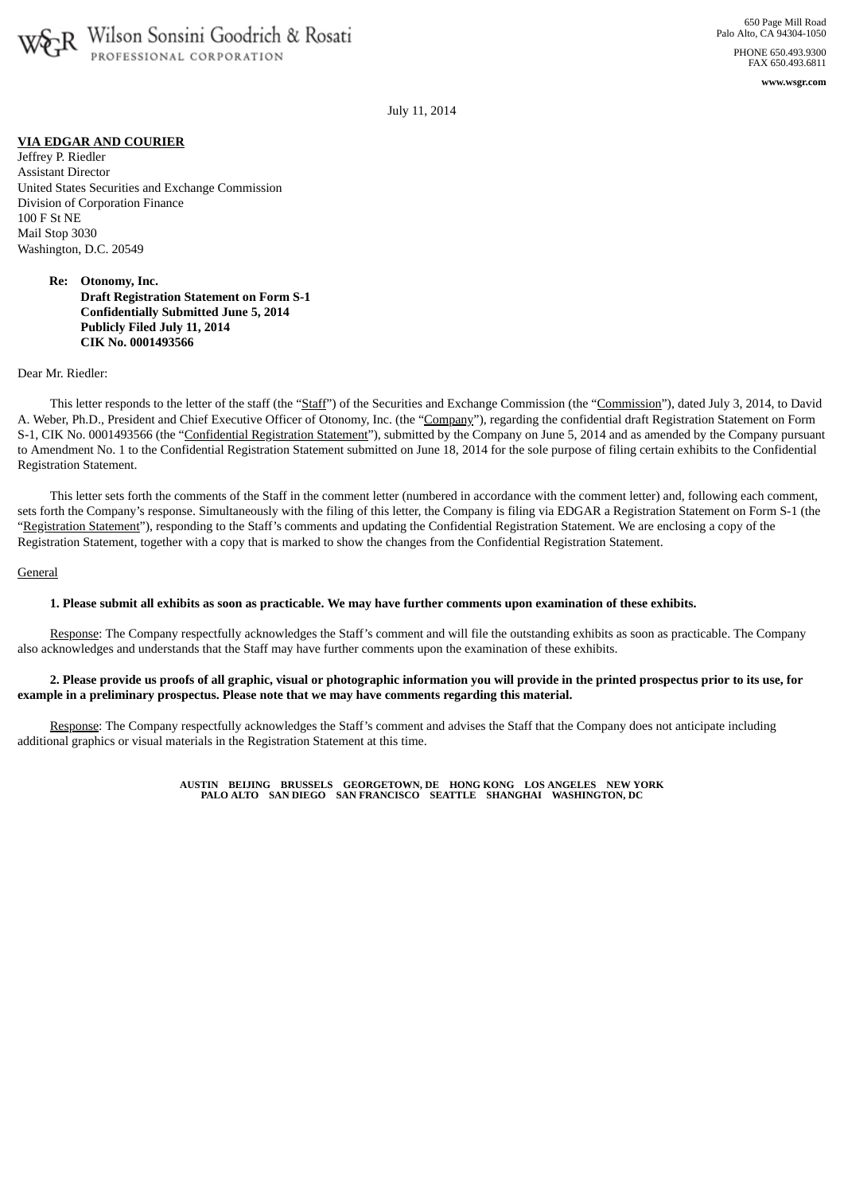Wilson Sonsini Goodrich & Rosati
PROFESSIONAL CORPORATION

650 Page Mill Road
Palo Alto, CA 94304-1050

PHONE 650.493.9300
FAX 650.493.6811

**www.wsgr.com**

July 11, 2014

**VIA EDGAR AND COURIER**
Jeffrey P. Riedler
Assistant Director
United States Securities and Exchange Commission
Division of Corporation Finance
100 F St NE
Mail Stop 3030
Washington, D.C. 20549

**Re: Otonomy, Inc.**
**Draft Registration Statement on Form S-1**
**Confidentially Submitted June 5, 2014**
**Publicly Filed July 11, 2014**
**CIK No. 0001493566**

Dear Mr. Riedler:

This letter responds to the letter of the staff (the "Staff") of the Securities and Exchange Commission (the "Commission"), dated July 3, 2014, to David A. Weber, Ph.D., President and Chief Executive Officer of Otonomy, Inc. (the "Company"), regarding the confidential draft Registration Statement on Form S-1, CIK No. 0001493566 (the "Confidential Registration Statement"), submitted by the Company on June 5, 2014 and as amended by the Company pursuant to Amendment No. 1 to the Confidential Registration Statement submitted on June 18, 2014 for the sole purpose of filing certain exhibits to the Confidential Registration Statement.

This letter sets forth the comments of the Staff in the comment letter (numbered in accordance with the comment letter) and, following each comment, sets forth the Company's response. Simultaneously with the filing of this letter, the Company is filing via EDGAR a Registration Statement on Form S-1 (the "Registration Statement"), responding to the Staff's comments and updating the Confidential Registration Statement. We are enclosing a copy of the Registration Statement, together with a copy that is marked to show the changes from the Confidential Registration Statement.

General

**1. Please submit all exhibits as soon as practicable. We may have further comments upon examination of these exhibits.**

Response: The Company respectfully acknowledges the Staff's comment and will file the outstanding exhibits as soon as practicable. The Company also acknowledges and understands that the Staff may have further comments upon the examination of these exhibits.

**2. Please provide us proofs of all graphic, visual or photographic information you will provide in the printed prospectus prior to its use, for example in a preliminary prospectus. Please note that we may have comments regarding this material.**

Response: The Company respectfully acknowledges the Staff's comment and advises the Staff that the Company does not anticipate including additional graphics or visual materials in the Registration Statement at this time.

AUSTIN BEIJING BRUSSELS GEORGETOWN, DE HONG KONG LOS ANGELES NEW YORK
PALO ALTO SAN DIEGO SAN FRANCISCO SEATTLE SHANGHAI WASHINGTON, DC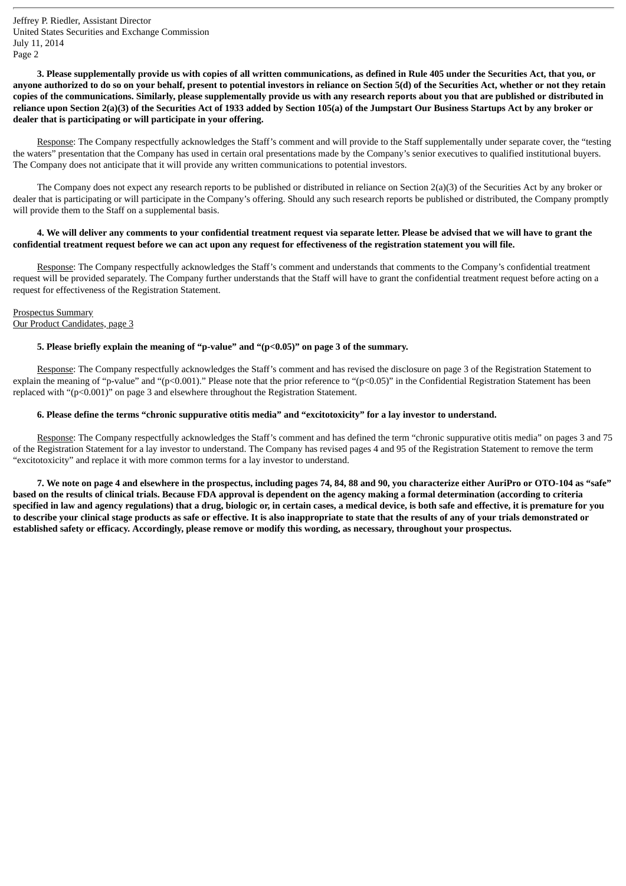**3. Please supplementally provide us with copies of all written communications, as defined in Rule 405 under the Securities Act, that you, or anyone authorized to do so on your behalf, present to potential investors in reliance on Section 5(d) of the Securities Act, whether or not they retain copies of the communications. Similarly, please supplementally provide us with any research reports about you that are published or distributed in reliance upon Section 2(a)(3) of the Securities Act of 1933 added by Section 105(a) of the Jumpstart Our Business Startups Act by any broker or dealer that is participating or will participate in your offering.**

Response: The Company respectfully acknowledges the Staff's comment and will provide to the Staff supplementally under separate cover, the "testing the waters" presentation that the Company has used in certain oral presentations made by the Company's senior executives to qualified institutional buyers. The Company does not anticipate that it will provide any written communications to potential investors.

The Company does not expect any research reports to be published or distributed in reliance on Section 2(a)(3) of the Securities Act by any broker or dealer that is participating or will participate in the Company's offering. Should any such research reports be published or distributed, the Company promptly will provide them to the Staff on a supplemental basis.

**4. We will deliver any comments to your confidential treatment request via separate letter. Please be advised that we will have to grant the confidential treatment request before we can act upon any request for effectiveness of the registration statement you will file.**

Response: The Company respectfully acknowledges the Staff's comment and understands that comments to the Company's confidential treatment request will be provided separately. The Company further understands that the Staff will have to grant the confidential treatment request before acting on a request for effectiveness of the Registration Statement.

Prospectus Summary
Our Product Candidates, page 3

**5. Please briefly explain the meaning of "p-value" and "(p<0.05)" on page 3 of the summary.**

Response: The Company respectfully acknowledges the Staff's comment and has revised the disclosure on page 3 of the Registration Statement to explain the meaning of "p-value" and "(p<0.001)." Please note that the prior reference to "(p<0.05)" in the Confidential Registration Statement has been replaced with "(p<0.001)" on page 3 and elsewhere throughout the Registration Statement.

**6. Please define the terms "chronic suppurative otitis media" and "excitotoxicity" for a lay investor to understand.**

Response: The Company respectfully acknowledges the Staff's comment and has defined the term "chronic suppurative otitis media" on pages 3 and 75 of the Registration Statement for a lay investor to understand. The Company has revised pages 4 and 95 of the Registration Statement to remove the term "excitotoxicity" and replace it with more common terms for a lay investor to understand.

**7. We note on page 4 and elsewhere in the prospectus, including pages 74, 84, 88 and 90, you characterize either AuriPro or OTO-104 as "safe" based on the results of clinical trials. Because FDA approval is dependent on the agency making a formal determination (according to criteria specified in law and agency regulations) that a drug, biologic or, in certain cases, a medical device, is both safe and effective, it is premature for you to describe your clinical stage products as safe or effective. It is also inappropriate to state that the results of any of your trials demonstrated or established safety or efficacy. Accordingly, please remove or modify this wording, as necessary, throughout your prospectus.**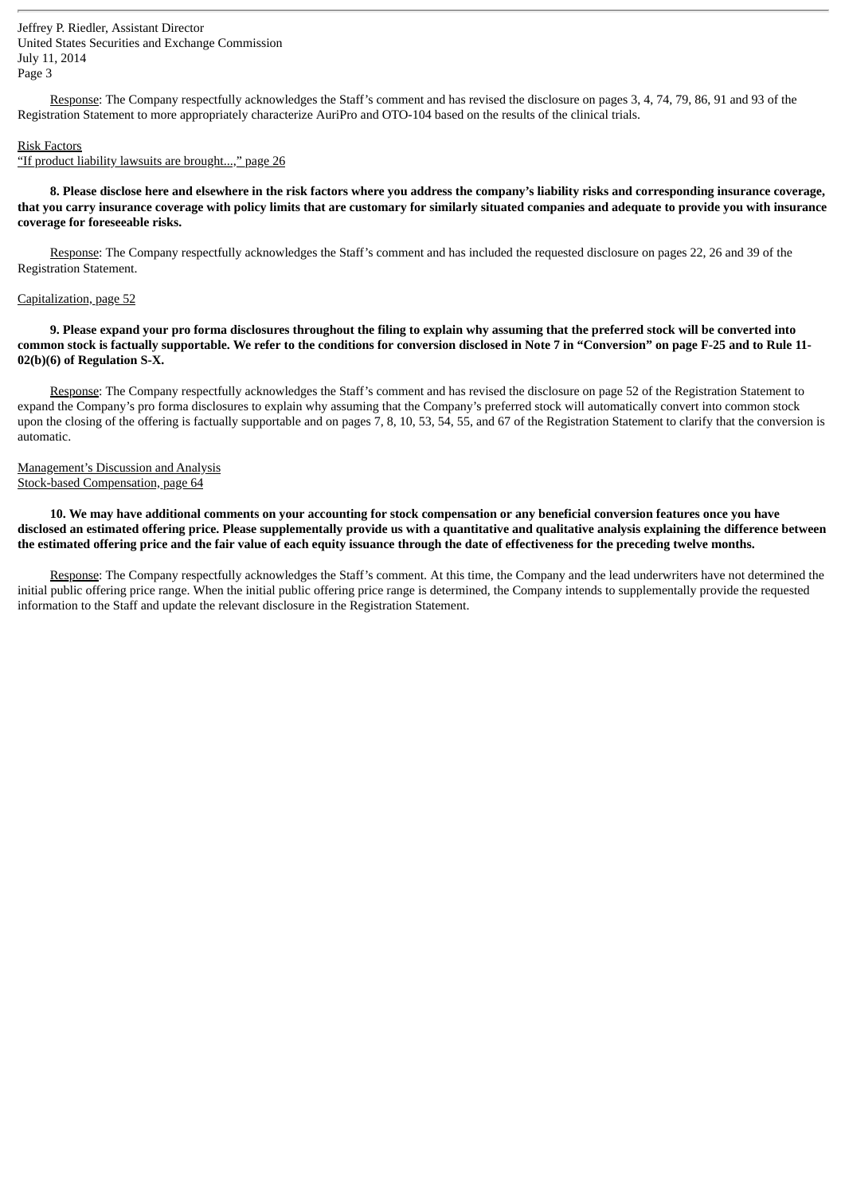Response: The Company respectfully acknowledges the Staff's comment and has revised the disclosure on pages 3, 4, 74, 79, 86, 91 and 93 of the Registration Statement to more appropriately characterize AuriPro and OTO-104 based on the results of the clinical trials.

Risk Factors
"If product liability lawsuits are brought...," page 26

**8. Please disclose here and elsewhere in the risk factors where you address the company's liability risks and corresponding insurance coverage, that you carry insurance coverage with policy limits that are customary for similarly situated companies and adequate to provide you with insurance coverage for foreseeable risks.**

Response: The Company respectfully acknowledges the Staff's comment and has included the requested disclosure on pages 22, 26 and 39 of the Registration Statement.

Capitalization, page 52

**9. Please expand your pro forma disclosures throughout the filing to explain why assuming that the preferred stock will be converted into common stock is factually supportable. We refer to the conditions for conversion disclosed in Note 7 in "Conversion" on page F-25 and to Rule 11-02(b)(6) of Regulation S-X.**

Response: The Company respectfully acknowledges the Staff's comment and has revised the disclosure on page 52 of the Registration Statement to expand the Company's pro forma disclosures to explain why assuming that the Company's preferred stock will automatically convert into common stock upon the closing of the offering is factually supportable and on pages 7, 8, 10, 53, 54, 55, and 67 of the Registration Statement to clarify that the conversion is automatic.

Management's Discussion and Analysis
Stock-based Compensation, page 64

**10. We may have additional comments on your accounting for stock compensation or any beneficial conversion features once you have disclosed an estimated offering price. Please supplementally provide us with a quantitative and qualitative analysis explaining the difference between the estimated offering price and the fair value of each equity issuance through the date of effectiveness for the preceding twelve months.**

Response: The Company respectfully acknowledges the Staff's comment. At this time, the Company and the lead underwriters have not determined the initial public offering price range. When the initial public offering price range is determined, the Company intends to supplementally provide the requested information to the Staff and update the relevant disclosure in the Registration Statement.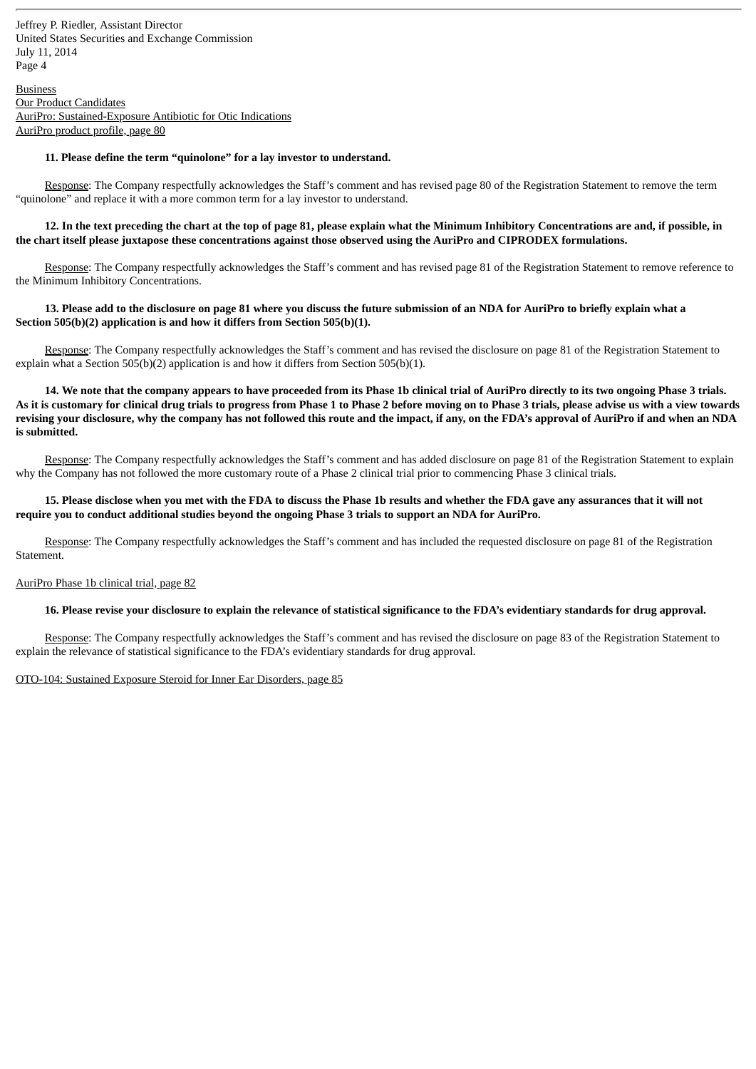Business
Our Product Candidates
AuriPro: Sustained-Exposure Antibiotic for Otic Indications
AuriPro product profile, page 80

**11. Please define the term "quinolone" for a lay investor to understand.**

Response: The Company respectfully acknowledges the Staff's comment and has revised page 80 of the Registration Statement to remove the term "quinolone" and replace it with a more common term for a lay investor to understand.

**12. In the text preceding the chart at the top of page 81, please explain what the Minimum Inhibitory Concentrations are and, if possible, in the chart itself please juxtapose these concentrations against those observed using the AuriPro and CIPRODEX formulations.**

Response: The Company respectfully acknowledges the Staff's comment and has revised page 81 of the Registration Statement to remove reference to the Minimum Inhibitory Concentrations.

**13. Please add to the disclosure on page 81 where you discuss the future submission of an NDA for AuriPro to briefly explain what a Section 505(b)(2) application is and how it differs from Section 505(b)(1).**

Response: The Company respectfully acknowledges the Staff's comment and has revised the disclosure on page 81 of the Registration Statement to explain what a Section 505(b)(2) application is and how it differs from Section 505(b)(1).

**14. We note that the company appears to have proceeded from its Phase 1b clinical trial of AuriPro directly to its two ongoing Phase 3 trials. As it is customary for clinical drug trials to progress from Phase 1 to Phase 2 before moving on to Phase 3 trials, please advise us with a view towards revising your disclosure, why the company has not followed this route and the impact, if any, on the FDA's approval of AuriPro if and when an NDA is submitted.**

Response: The Company respectfully acknowledges the Staff's comment and has added disclosure on page 81 of the Registration Statement to explain why the Company has not followed the more customary route of a Phase 2 clinical trial prior to commencing Phase 3 clinical trials.

**15. Please disclose when you met with the FDA to discuss the Phase 1b results and whether the FDA gave any assurances that it will not require you to conduct additional studies beyond the ongoing Phase 3 trials to support an NDA for AuriPro.**

Response: The Company respectfully acknowledges the Staff's comment and has included the requested disclosure on page 81 of the Registration Statement.

AuriPro Phase 1b clinical trial, page 82

**16. Please revise your disclosure to explain the relevance of statistical significance to the FDA's evidentiary standards for drug approval.**

Response: The Company respectfully acknowledges the Staff's comment and has revised the disclosure on page 83 of the Registration Statement to explain the relevance of statistical significance to the FDA's evidentiary standards for drug approval.

OTO-104: Sustained Exposure Steroid for Inner Ear Disorders, page 85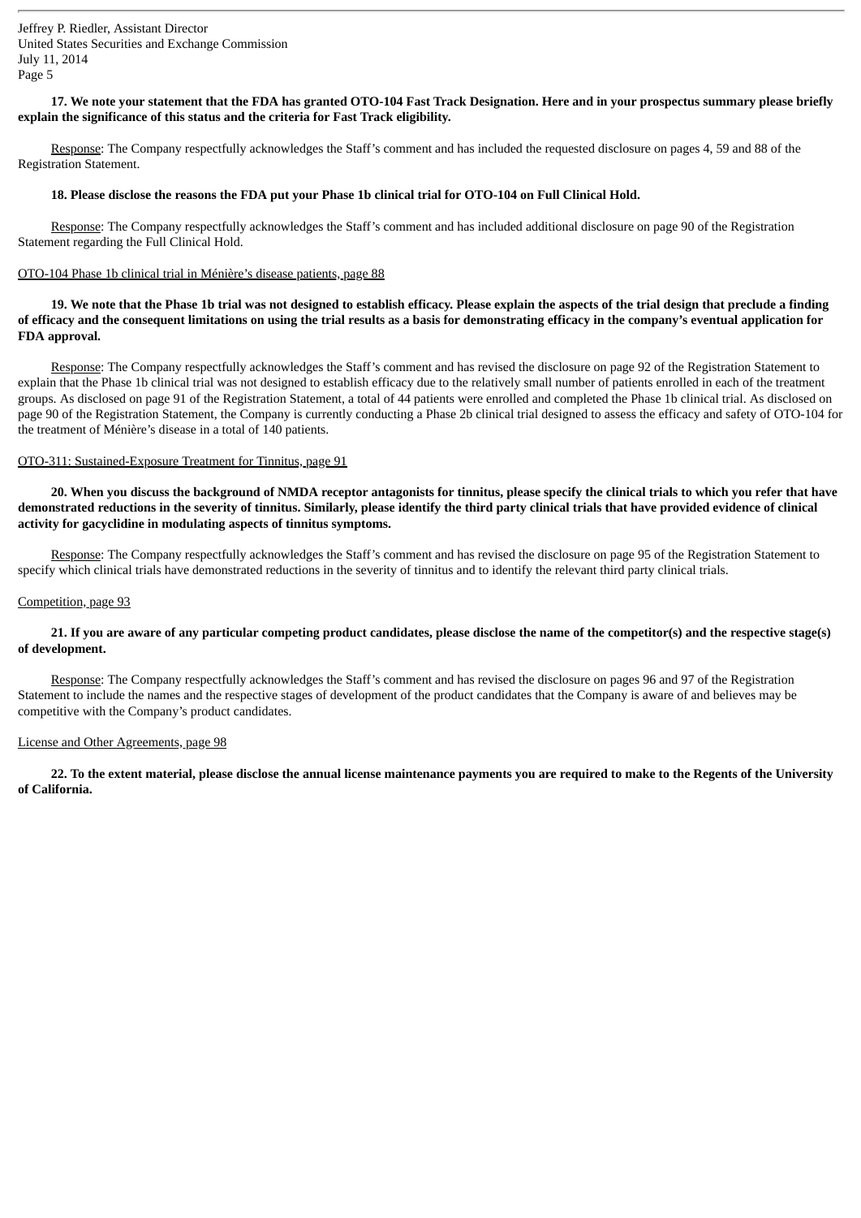**17. We note your statement that the FDA has granted OTO-104 Fast Track Designation. Here and in your prospectus summary please briefly explain the significance of this status and the criteria for Fast Track eligibility.**

Response: The Company respectfully acknowledges the Staff's comment and has included the requested disclosure on pages 4, 59 and 88 of the Registration Statement.

**18. Please disclose the reasons the FDA put your Phase 1b clinical trial for OTO-104 on Full Clinical Hold.**

Response: The Company respectfully acknowledges the Staff's comment and has included additional disclosure on page 90 of the Registration Statement regarding the Full Clinical Hold.

OTO-104 Phase 1b clinical trial in Ménière's disease patients, page 88

**19. We note that the Phase 1b trial was not designed to establish efficacy. Please explain the aspects of the trial design that preclude a finding of efficacy and the consequent limitations on using the trial results as a basis for demonstrating efficacy in the company's eventual application for FDA approval.**

Response: The Company respectfully acknowledges the Staff's comment and has revised the disclosure on page 92 of the Registration Statement to explain that the Phase 1b clinical trial was not designed to establish efficacy due to the relatively small number of patients enrolled in each of the treatment groups. As disclosed on page 91 of the Registration Statement, a total of 44 patients were enrolled and completed the Phase 1b clinical trial. As disclosed on page 90 of the Registration Statement, the Company is currently conducting a Phase 2b clinical trial designed to assess the efficacy and safety of OTO-104 for the treatment of Ménière's disease in a total of 140 patients.

OTO-311: Sustained-Exposure Treatment for Tinnitus, page 91

**20. When you discuss the background of NMDA receptor antagonists for tinnitus, please specify the clinical trials to which you refer that have demonstrated reductions in the severity of tinnitus. Similarly, please identify the third party clinical trials that have provided evidence of clinical activity for gacyclidine in modulating aspects of tinnitus symptoms.**

Response: The Company respectfully acknowledges the Staff's comment and has revised the disclosure on page 95 of the Registration Statement to specify which clinical trials have demonstrated reductions in the severity of tinnitus and to identify the relevant third party clinical trials.

Competition, page 93

**21. If you are aware of any particular competing product candidates, please disclose the name of the competitor(s) and the respective stage(s) of development.**

Response: The Company respectfully acknowledges the Staff's comment and has revised the disclosure on pages 96 and 97 of the Registration Statement to include the names and the respective stages of development of the product candidates that the Company is aware of and believes may be competitive with the Company's product candidates.

License and Other Agreements, page 98

**22. To the extent material, please disclose the annual license maintenance payments you are required to make to the Regents of the University of California.**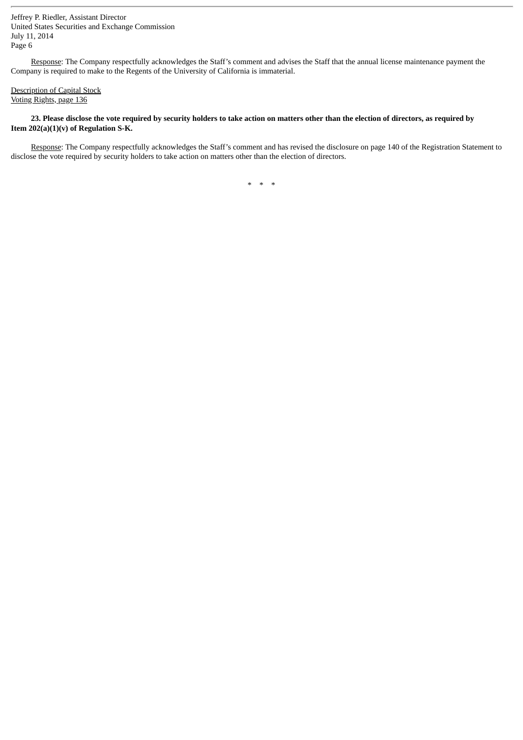Response: The Company respectfully acknowledges the Staff's comment and advises the Staff that the annual license maintenance payment the Company is required to make to the Regents of the University of California is immaterial.

Description of Capital Stock
Voting Rights, page 136

**23. Please disclose the vote required by security holders to take action on matters other than the election of directors, as required by Item 202(a)(1)(v) of Regulation S-K.**

Response: The Company respectfully acknowledges the Staff's comment and has revised the disclosure on page 140 of the Registration Statement to disclose the vote required by security holders to take action on matters other than the election of directors.

\* \* \*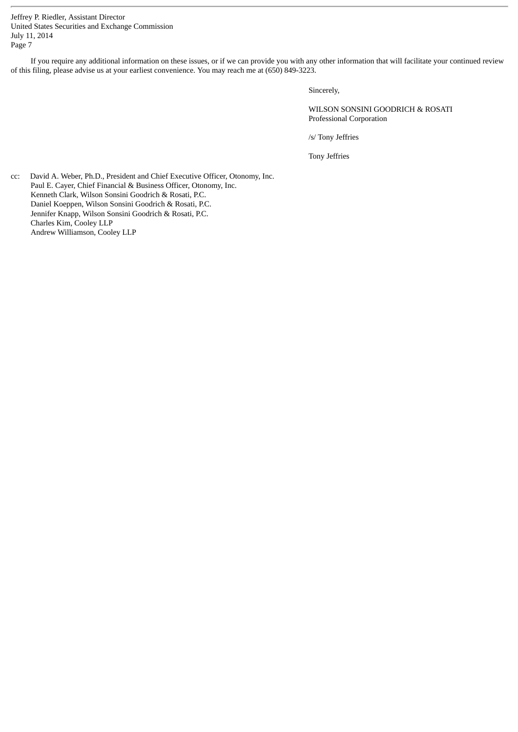If you require any additional information on these issues, or if we can provide you with any other information that will facilitate your continued review of this filing, please advise us at your earliest convenience. You may reach me at (650) 849-3223.

Sincerely,

WILSON SONSINI GOODRICH & ROSATI
Professional Corporation

/s/ Tony Jeffries

Tony Jeffries

cc: David A. Weber, Ph.D., President and Chief Executive Officer, Otonomy, Inc.
Paul E. Cayer, Chief Financial & Business Officer, Otonomy, Inc.
Kenneth Clark, Wilson Sonsini Goodrich & Rosati, P.C.
Daniel Koeppen, Wilson Sonsini Goodrich & Rosati, P.C.
Jennifer Knapp, Wilson Sonsini Goodrich & Rosati, P.C.
Charles Kim, Cooley LLP
Andrew Williamson, Cooley LLP